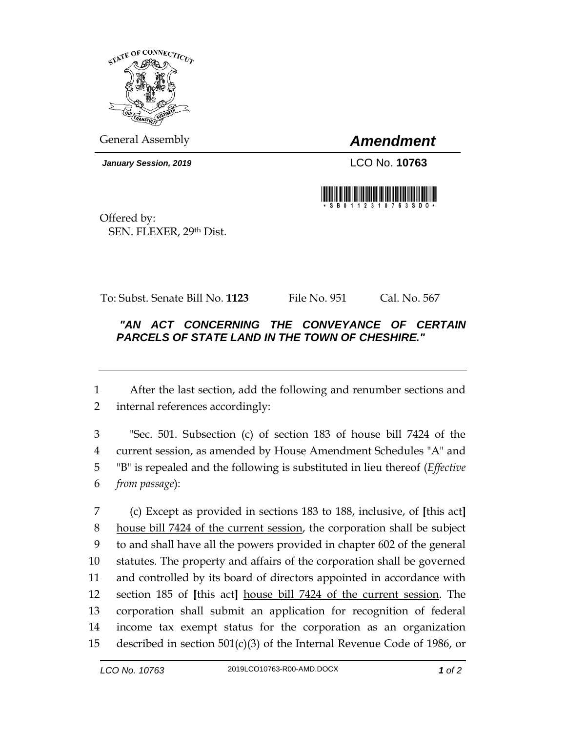General Assembly

# *Amendment*

***January Session, 2019***

LCO No. **10763**

Offered by:
SEN. FLEXER, 29th Dist.

To: Subst. Senate Bill No. **1123** File No. 951 Cal. No. 567

***"AN ACT CONCERNING THE CONVEYANCE OF CERTAIN PARCELS OF STATE LAND IN THE TOWN OF CHESHIRE."***

---

1 After the last section, add the following and renumber sections and
2 internal references accordingly:

3 "Sec. 501. Subsection (c) of section 183 of house bill 7424 of the
4 current session, as amended by House Amendment Schedules "A" and
5 "B" is repealed and the following is substituted in lieu thereof (*Effective*
6 *from passage*):

7 (c) Except as provided in sections 183 to 188, inclusive, of **[**this act**]**
8 <u>house bill 7424 of the current session</u>, the corporation shall be subject
9 to and shall have all the powers provided in chapter 602 of the general
10 statutes. The property and affairs of the corporation shall be governed
11 and controlled by its board of directors appointed in accordance with
12 section 185 of **[**this act**]** <u>house bill 7424 of the current session</u>. The
13 corporation shall submit an application for recognition of federal
14 income tax exempt status for the corporation as an organization
15 described in section 501(c)(3) of the Internal Revenue Code of 1986, or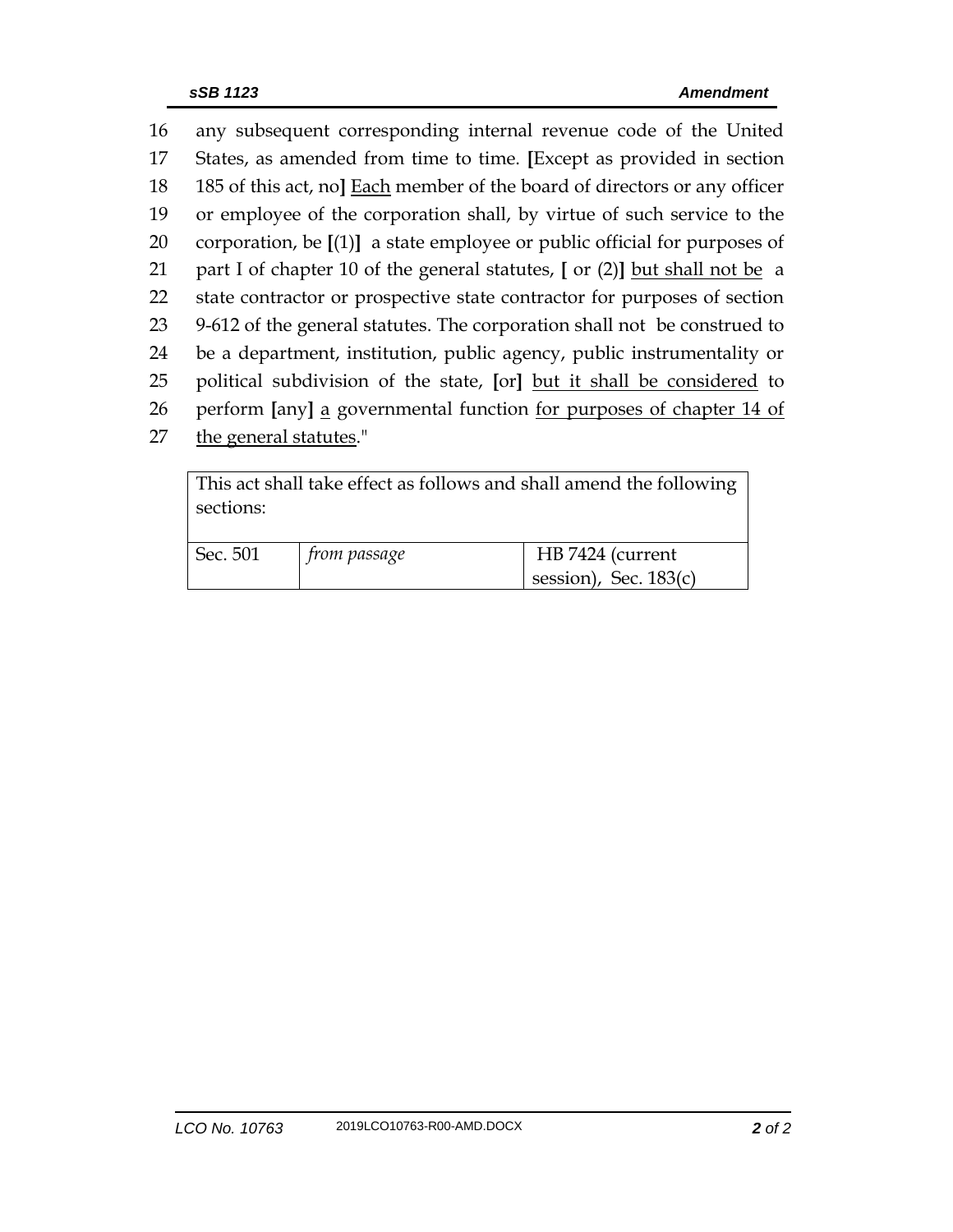16 any subsequent corresponding internal revenue code of the United
17 States, as amended from time to time. **[**Except as provided in section
18 185 of this act, no**]** <u>Each</u> member of the board of directors or any officer
19 or employee of the corporation shall, by virtue of such service to the
20 corporation, be **[**(1)**]** a state employee or public official for purposes of
21 part I of chapter 10 of the general statutes, **[** or (2)**]** <u>but shall not be</u> a
22 state contractor or prospective state contractor for purposes of section
23 9-612 of the general statutes. The corporation shall not be construed to
24 be a department, institution, public agency, public instrumentality or
25 political subdivision of the state, **[**or**]** <u>but it shall be considered</u> to
26 perform **[**any**]** <u>a</u> governmental function <u>for purposes of chapter 14 of</u>
27 <u>the general statutes</u>."

| This act shall take effect as follows and shall amend the following sections: | | |
|---|---|---|
| Sec. 501 | *from passage* | HB 7424 (current session), Sec. 183(c) |